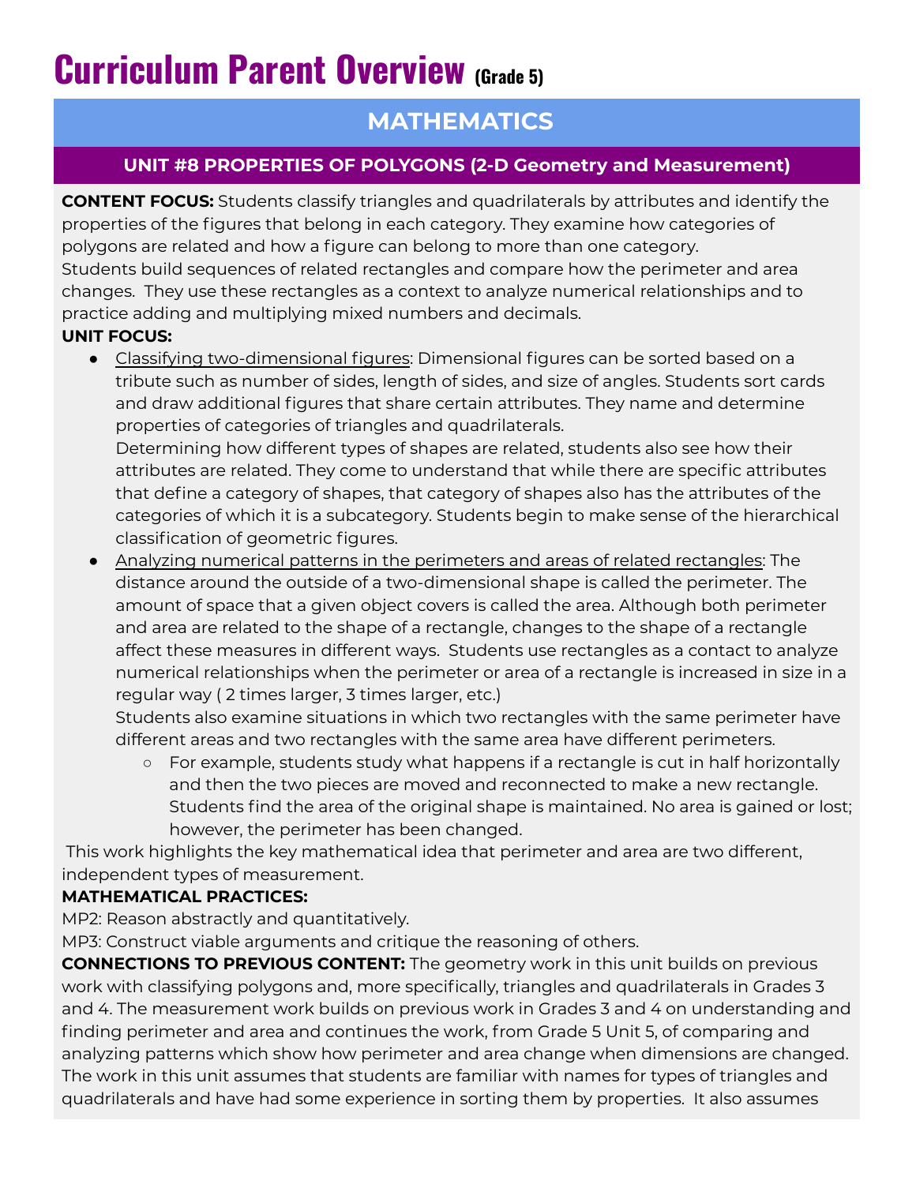# Curriculum Parent Overview (Grade 5)

## MATHEMATICS

### UNIT #8 PROPERTIES OF POLYGONS (2-D Geometry and Measurement)

**CONTENT FOCUS:** Students classify triangles and quadrilaterals by attributes and identify the properties of the figures that belong in each category. They examine how categories of polygons are related and how a figure can belong to more than one category.
Students build sequences of related rectangles and compare how the perimeter and area changes. They use these rectangles as a context to analyze numerical relationships and to practice adding and multiplying mixed numbers and decimals.

**UNIT FOCUS:**

- Classifying two-dimensional figures: Dimensional figures can be sorted based on a tribute such as number of sides, length of sides, and size of angles. Students sort cards and draw additional figures that share certain attributes. They name and determine properties of categories of triangles and quadrilaterals.
  Determining how different types of shapes are related, students also see how their attributes are related. They come to understand that while there are specific attributes that define a category of shapes, that category of shapes also has the attributes of the categories of which it is a subcategory. Students begin to make sense of the hierarchical classification of geometric figures.
- Analyzing numerical patterns in the perimeters and areas of related rectangles: The distance around the outside of a two-dimensional shape is called the perimeter. The amount of space that a given object covers is called the area. Although both perimeter and area are related to the shape of a rectangle, changes to the shape of a rectangle affect these measures in different ways. Students use rectangles as a contact to analyze numerical relationships when the perimeter or area of a rectangle is increased in size in a regular way ( 2 times larger, 3 times larger, etc.)
  Students also examine situations in which two rectangles with the same perimeter have different areas and two rectangles with the same area have different perimeters.
  - For example, students study what happens if a rectangle is cut in half horizontally and then the two pieces are moved and reconnected to make a new rectangle. Students find the area of the original shape is maintained. No area is gained or lost; however, the perimeter has been changed.

This work highlights the key mathematical idea that perimeter and area are two different, independent types of measurement.

**MATHEMATICAL PRACTICES:**

MP2: Reason abstractly and quantitatively.

MP3: Construct viable arguments and critique the reasoning of others.

**CONNECTIONS TO PREVIOUS CONTENT:** The geometry work in this unit builds on previous work with classifying polygons and, more specifically, triangles and quadrilaterals in Grades 3 and 4. The measurement work builds on previous work in Grades 3 and 4 on understanding and finding perimeter and area and continues the work, from Grade 5 Unit 5, of comparing and analyzing patterns which show how perimeter and area change when dimensions are changed. The work in this unit assumes that students are familiar with names for types of triangles and quadrilaterals and have had some experience in sorting them by properties. It also assumes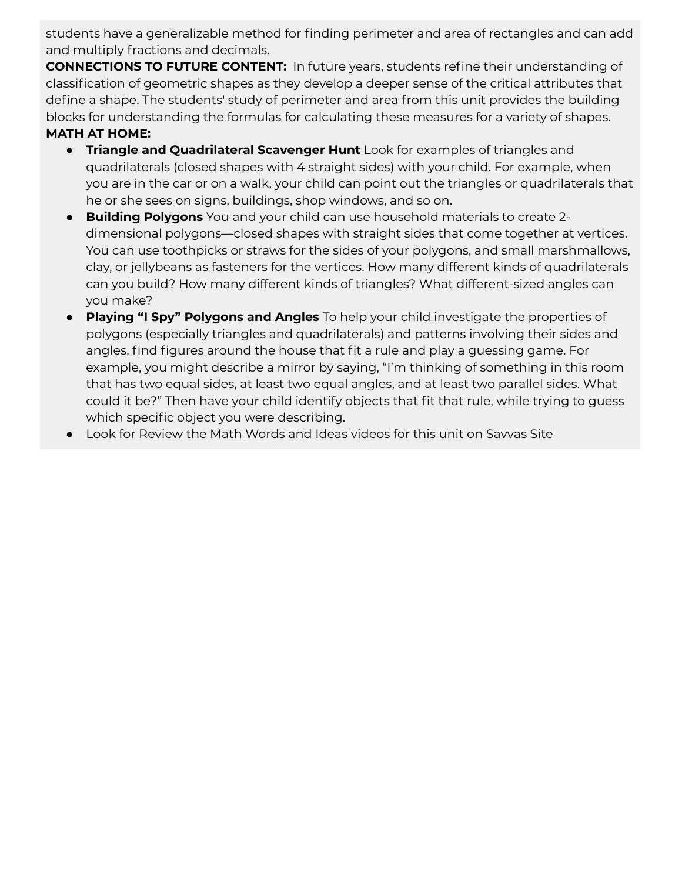students have a generalizable method for finding perimeter and area of rectangles and can add and multiply fractions and decimals.

**CONNECTIONS TO FUTURE CONTENT:** In future years, students refine their understanding of classification of geometric shapes as they develop a deeper sense of the critical attributes that define a shape. The students' study of perimeter and area from this unit provides the building blocks for understanding the formulas for calculating these measures for a variety of shapes.

**MATH AT HOME:**

- **Triangle and Quadrilateral Scavenger Hunt** Look for examples of triangles and quadrilaterals (closed shapes with 4 straight sides) with your child. For example, when you are in the car or on a walk, your child can point out the triangles or quadrilaterals that he or she sees on signs, buildings, shop windows, and so on.
- **Building Polygons** You and your child can use household materials to create 2-dimensional polygons—closed shapes with straight sides that come together at vertices. You can use toothpicks or straws for the sides of your polygons, and small marshmallows, clay, or jellybeans as fasteners for the vertices. How many different kinds of quadrilaterals can you build? How many different kinds of triangles? What different-sized angles can you make?
- **Playing "I Spy" Polygons and Angles** To help your child investigate the properties of polygons (especially triangles and quadrilaterals) and patterns involving their sides and angles, find figures around the house that fit a rule and play a guessing game. For example, you might describe a mirror by saying, "I'm thinking of something in this room that has two equal sides, at least two equal angles, and at least two parallel sides. What could it be?" Then have your child identify objects that fit that rule, while trying to guess which specific object you were describing.
- Look for Review the Math Words and Ideas videos for this unit on Savvas Site